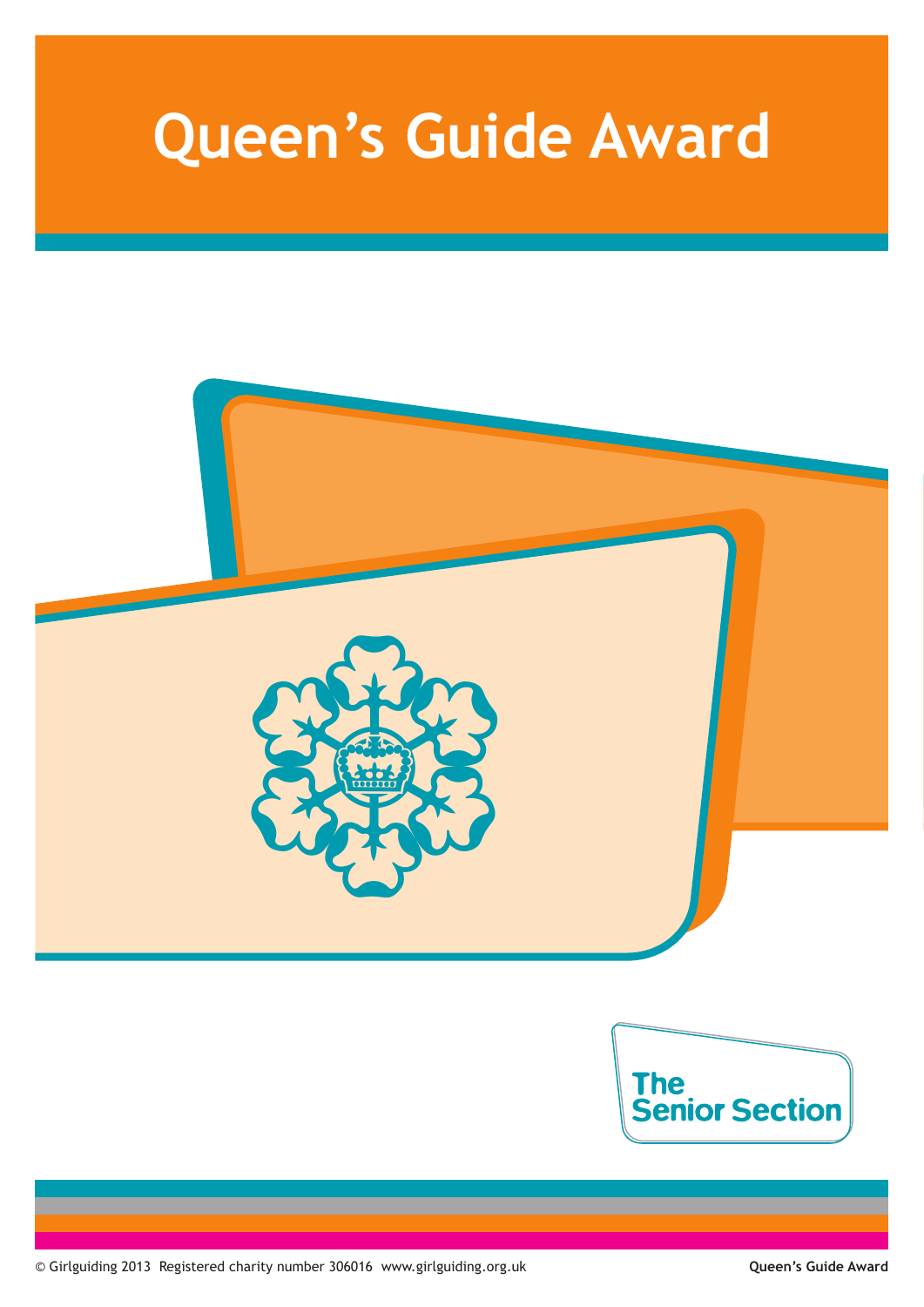# Queen's Guide Award

The Senior Section

© Girlguiding 2013 Registered charity number 306016 www.girlguiding.org.uk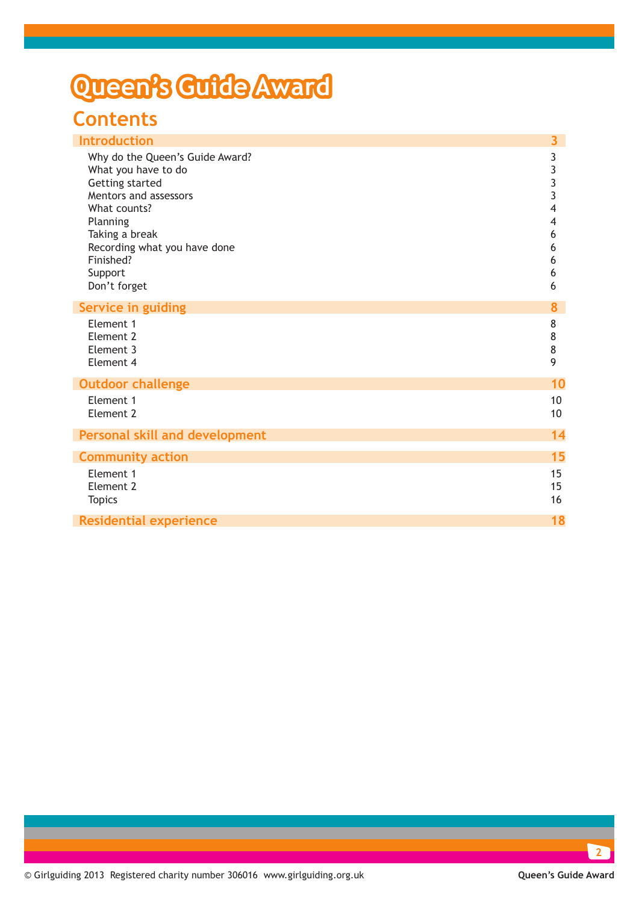# Queen's Guide Award

## Contents

| | |
|---|---|
| **Introduction** | **3** |
| Why do the Queen's Guide Award? | 3 |
| What you have to do | 3 |
| Getting started | 3 |
| Mentors and assessors | 3 |
| What counts? | 4 |
| Planning | 4 |
| Taking a break | 6 |
| Recording what you have done | 6 |
| Finished? | 6 |
| Support | 6 |
| Don't forget | 6 |
| **Service in guiding** | **8** |
| Element 1 | 8 |
| Element 2 | 8 |
| Element 3 | 8 |
| Element 4 | 9 |
| **Outdoor challenge** | **10** |
| Element 1 | 10 |
| Element 2 | 10 |
| **Personal skill and development** | **14** |
| **Community action** | **15** |
| Element 1 | 15 |
| Element 2 | 15 |
| Topics | 16 |
| **Residential experience** | **18** |

© Girlguiding 2013 Registered charity number 306016 www.girlguiding.org.uk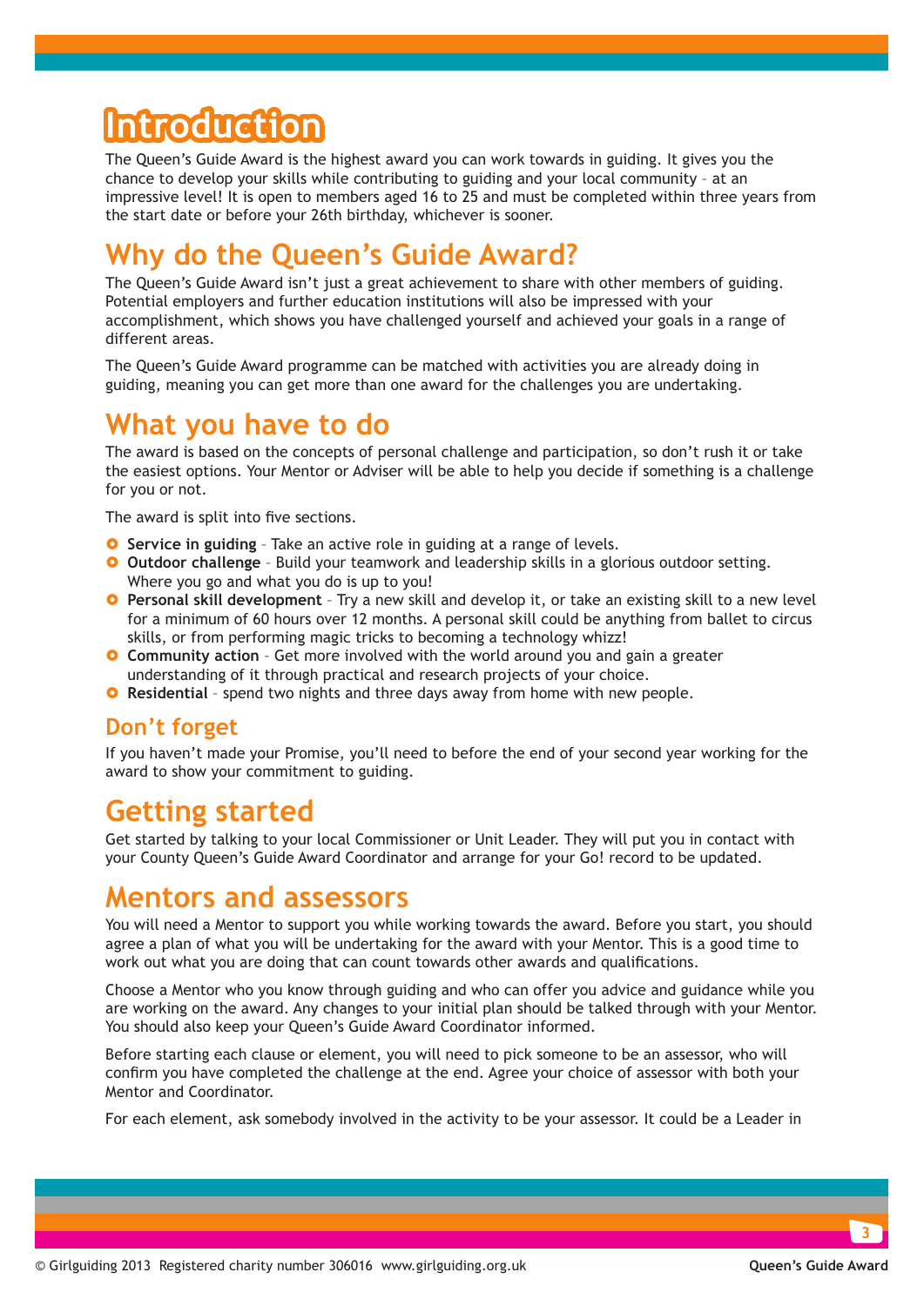# Introduction

The Queen's Guide Award is the highest award you can work towards in guiding. It gives you the chance to develop your skills while contributing to guiding and your local community – at an impressive level! It is open to members aged 16 to 25 and must be completed within three years from the start date or before your 26th birthday, whichever is sooner.

## Why do the Queen's Guide Award?

The Queen's Guide Award isn't just a great achievement to share with other members of guiding. Potential employers and further education institutions will also be impressed with your accomplishment, which shows you have challenged yourself and achieved your goals in a range of different areas.

The Queen's Guide Award programme can be matched with activities you are already doing in guiding, meaning you can get more than one award for the challenges you are undertaking.

## What you have to do

The award is based on the concepts of personal challenge and participation, so don't rush it or take the easiest options. Your Mentor or Adviser will be able to help you decide if something is a challenge for you or not.

The award is split into five sections.

- **Service in guiding** – Take an active role in guiding at a range of levels.
- **Outdoor challenge** – Build your teamwork and leadership skills in a glorious outdoor setting. Where you go and what you do is up to you!
- **Personal skill development** – Try a new skill and develop it, or take an existing skill to a new level for a minimum of 60 hours over 12 months. A personal skill could be anything from ballet to circus skills, or from performing magic tricks to becoming a technology whizz!
- **Community action** – Get more involved with the world around you and gain a greater understanding of it through practical and research projects of your choice.
- **Residential** – spend two nights and three days away from home with new people.

### Don't forget

If you haven't made your Promise, you'll need to before the end of your second year working for the award to show your commitment to guiding.

## Getting started

Get started by talking to your local Commissioner or Unit Leader. They will put you in contact with your County Queen's Guide Award Coordinator and arrange for your Go! record to be updated.

## Mentors and assessors

You will need a Mentor to support you while working towards the award. Before you start, you should agree a plan of what you will be undertaking for the award with your Mentor. This is a good time to work out what you are doing that can count towards other awards and qualifications.

Choose a Mentor who you know through guiding and who can offer you advice and guidance while you are working on the award. Any changes to your initial plan should be talked through with your Mentor. You should also keep your Queen's Guide Award Coordinator informed.

Before starting each clause or element, you will need to pick someone to be an assessor, who will confirm you have completed the challenge at the end. Agree your choice of assessor with both your Mentor and Coordinator.

For each element, ask somebody involved in the activity to be your assessor. It could be a Leader in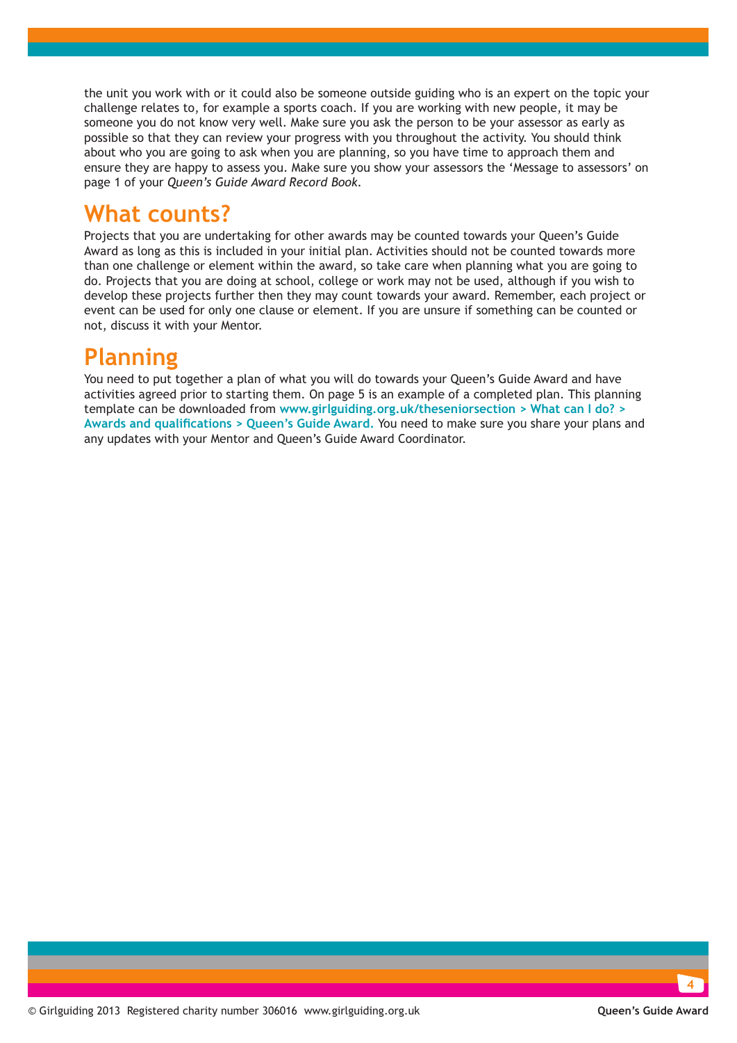the unit you work with or it could also be someone outside guiding who is an expert on the topic your challenge relates to, for example a sports coach. If you are working with new people, it may be someone you do not know very well. Make sure you ask the person to be your assessor as early as possible so that they can review your progress with you throughout the activity. You should think about who you are going to ask when you are planning, so you have time to approach them and ensure they are happy to assess you. Make sure you show your assessors the 'Message to assessors' on page 1 of your *Queen's Guide Award Record Book*.

## What counts?

Projects that you are undertaking for other awards may be counted towards your Queen's Guide Award as long as this is included in your initial plan. Activities should not be counted towards more than one challenge or element within the award, so take care when planning what you are going to do. Projects that you are doing at school, college or work may not be used, although if you wish to develop these projects further then they may count towards your award. Remember, each project or event can be used for only one clause or element. If you are unsure if something can be counted or not, discuss it with your Mentor.

## Planning

You need to put together a plan of what you will do towards your Queen's Guide Award and have activities agreed prior to starting them. On page 5 is an example of a completed plan. This planning template can be downloaded from **www.girlguiding.org.uk/theseniorsection > What can I do? > Awards and qualifications > Queen's Guide Award.** You need to make sure you share your plans and any updates with your Mentor and Queen's Guide Award Coordinator.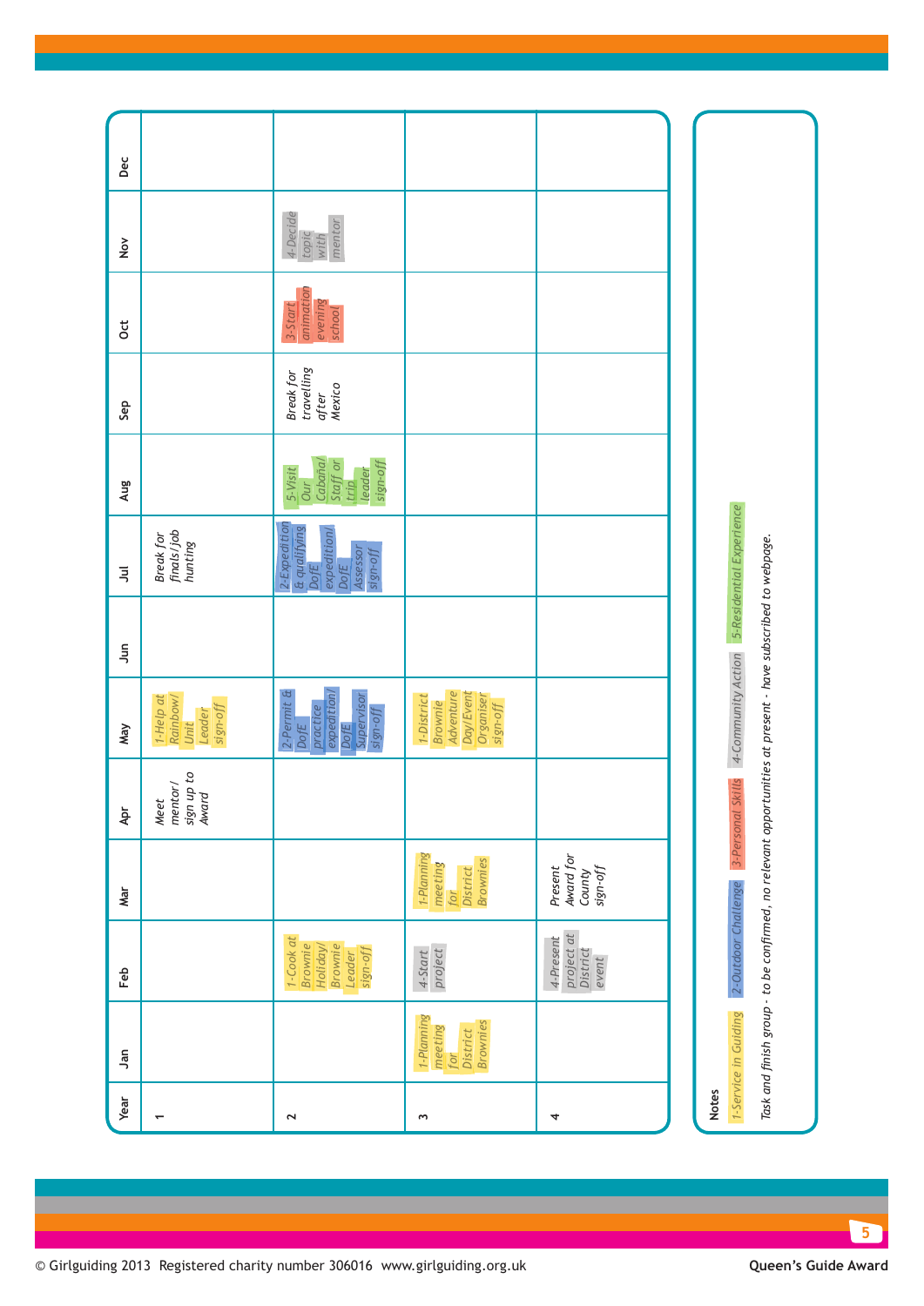| Year | Jan | Feb | Mar | Apr | May | Jun | Jul | Aug | Sep | Oct | Nov | Dec |
|---|---|---|---|---|---|---|---|---|---|---|---|---|
| 1 | | | | Meet mentor/ sign up to Award | 1-Help at Rainbow/ Unit Leader sign-off | | Break for finals/job hunting | | | | | |
| 2 | | 1-Cook at Brownie Holiday/ Brownie Leader sign-off | | | 2-Permit & DofE practice expedition/ DofE Supervisor sign-off | | 2-Expedition & qualifying DofE expedition/ DofE Assessor sign-off | 5-Visit Our Cabaña/ Staff or trip leader sign-off | Break for travelling after Mexico | 3-Start animation evening school | 4-Decide topic with mentor | |
| 3 | 1-Planning meeting for District Brownies | 4-Start project | 1-Planning meeting for District Brownies | | 1-District Brownie Adventure Day/Event Organiser sign-off | | | | | | | |
| 4 | | 4-Present project at District event | Present Award for County sign-off | | | | | | | | | |

**Notes**

1-Service in Guiding | 2-Outdoor Challenge | 3-Personal Skills | 4-Community Action | 5-Residential Experience

*Task and finish group - to be confirmed, no relevant opportunities at present - have subscribed to webpage.*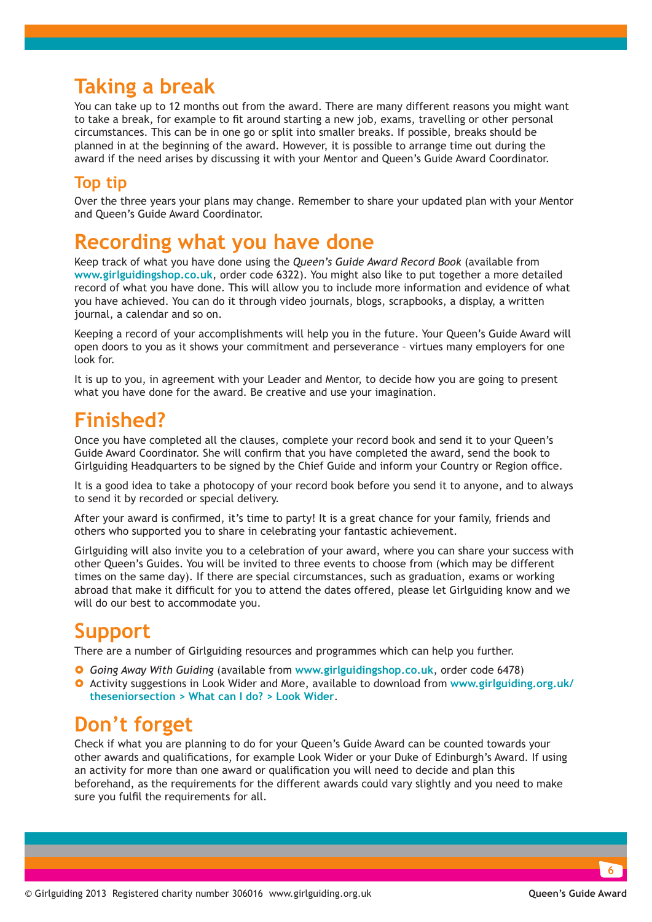## Taking a break

You can take up to 12 months out from the award. There are many different reasons you might want to take a break, for example to fit around starting a new job, exams, travelling or other personal circumstances. This can be in one go or split into smaller breaks. If possible, breaks should be planned in at the beginning of the award. However, it is possible to arrange time out during the award if the need arises by discussing it with your Mentor and Queen's Guide Award Coordinator.

### Top tip

Over the three years your plans may change. Remember to share your updated plan with your Mentor and Queen's Guide Award Coordinator.

## Recording what you have done

Keep track of what you have done using the *Queen's Guide Award Record Book* (available from **www.girlguidingshop.co.uk**, order code 6322). You might also like to put together a more detailed record of what you have done. This will allow you to include more information and evidence of what you have achieved. You can do it through video journals, blogs, scrapbooks, a display, a written journal, a calendar and so on.

Keeping a record of your accomplishments will help you in the future. Your Queen's Guide Award will open doors to you as it shows your commitment and perseverance – virtues many employers for one look for.

It is up to you, in agreement with your Leader and Mentor, to decide how you are going to present what you have done for the award. Be creative and use your imagination.

## Finished?

Once you have completed all the clauses, complete your record book and send it to your Queen's Guide Award Coordinator. She will confirm that you have completed the award, send the book to Girlguiding Headquarters to be signed by the Chief Guide and inform your Country or Region office.

It is a good idea to take a photocopy of your record book before you send it to anyone, and to always to send it by recorded or special delivery.

After your award is confirmed, it's time to party! It is a great chance for your family, friends and others who supported you to share in celebrating your fantastic achievement.

Girlguiding will also invite you to a celebration of your award, where you can share your success with other Queen's Guides. You will be invited to three events to choose from (which may be different times on the same day). If there are special circumstances, such as graduation, exams or working abroad that make it difficult for you to attend the dates offered, please let Girlguiding know and we will do our best to accommodate you.

## Support

There are a number of Girlguiding resources and programmes which can help you further.

- *Going Away With Guiding* (available from **www.girlguidingshop.co.uk**, order code 6478)
- Activity suggestions in Look Wider and More, available to download from **www.girlguiding.org.uk/theseniorsection > What can I do? > Look Wider**.

## Don't forget

Check if what you are planning to do for your Queen's Guide Award can be counted towards your other awards and qualifications, for example Look Wider or your Duke of Edinburgh's Award. If using an activity for more than one award or qualification you will need to decide and plan this beforehand, as the requirements for the different awards could vary slightly and you need to make sure you fulfil the requirements for all.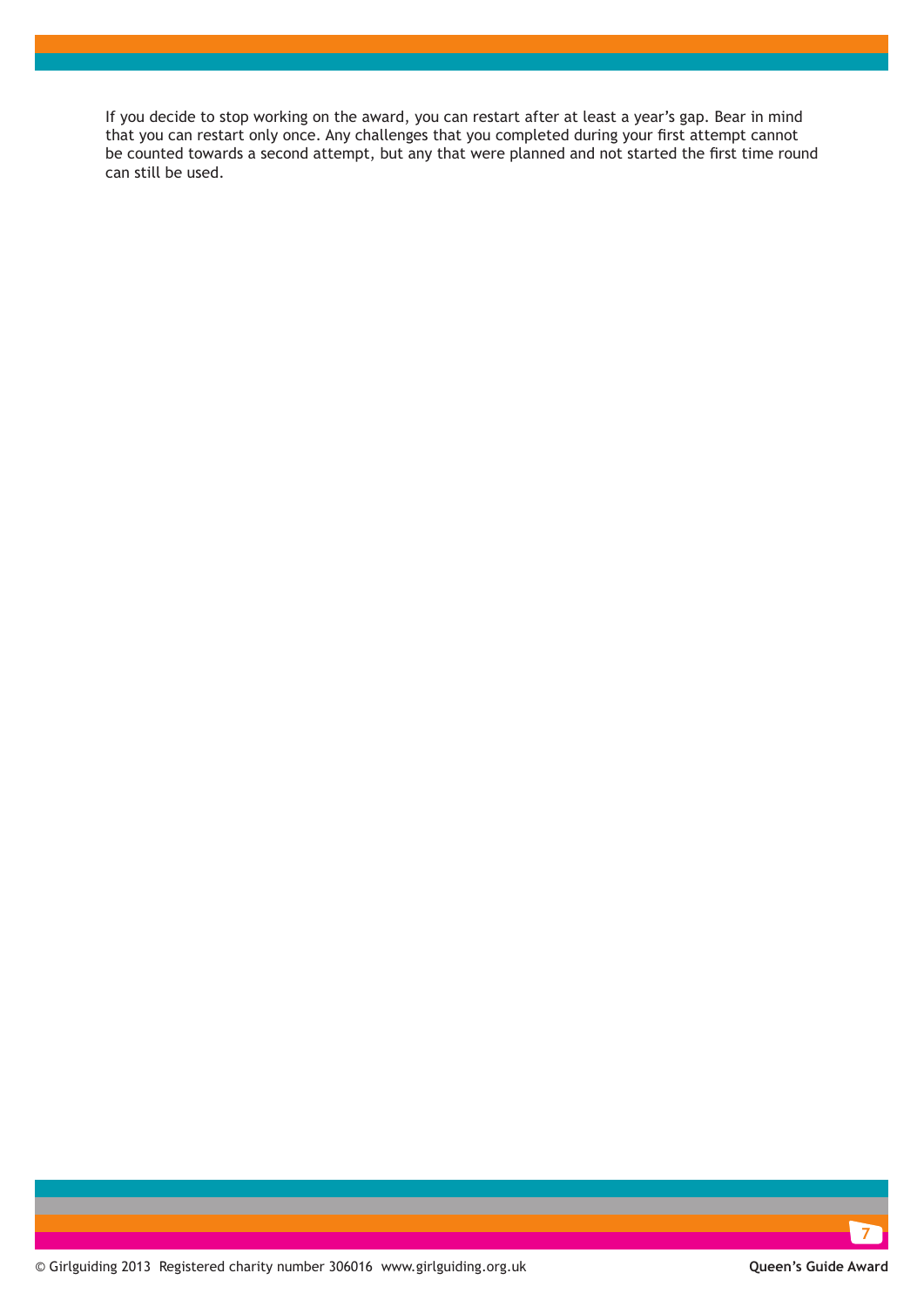If you decide to stop working on the award, you can restart after at least a year's gap. Bear in mind that you can restart only once. Any challenges that you completed during your first attempt cannot be counted towards a second attempt, but any that were planned and not started the first time round can still be used.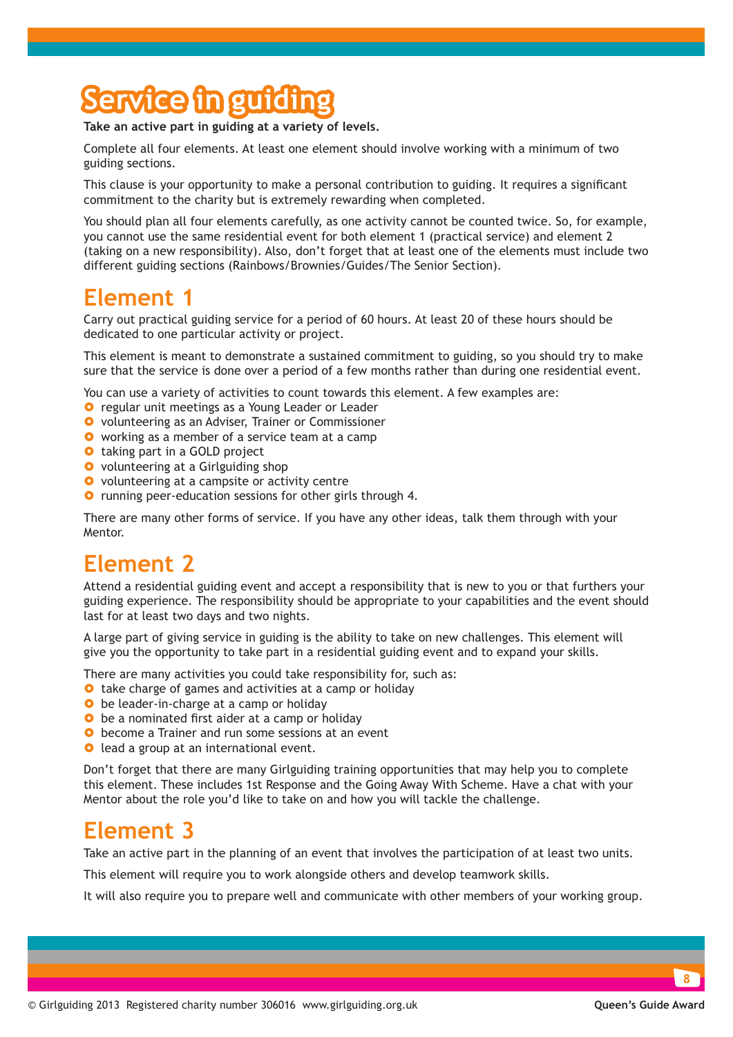# Service in guiding

**Take an active part in guiding at a variety of levels.**

Complete all four elements. At least one element should involve working with a minimum of two guiding sections.

This clause is your opportunity to make a personal contribution to guiding. It requires a significant commitment to the charity but is extremely rewarding when completed.

You should plan all four elements carefully, as one activity cannot be counted twice. So, for example, you cannot use the same residential event for both element 1 (practical service) and element 2 (taking on a new responsibility). Also, don't forget that at least one of the elements must include two different guiding sections (Rainbows/Brownies/Guides/The Senior Section).

## Element 1

Carry out practical guiding service for a period of 60 hours. At least 20 of these hours should be dedicated to one particular activity or project.

This element is meant to demonstrate a sustained commitment to guiding, so you should try to make sure that the service is done over a period of a few months rather than during one residential event.

You can use a variety of activities to count towards this element. A few examples are:

- regular unit meetings as a Young Leader or Leader
- volunteering as an Adviser, Trainer or Commissioner
- working as a member of a service team at a camp
- taking part in a GOLD project
- volunteering at a Girlguiding shop
- volunteering at a campsite or activity centre
- running peer-education sessions for other girls through 4.

There are many other forms of service. If you have any other ideas, talk them through with your Mentor.

## Element 2

Attend a residential guiding event and accept a responsibility that is new to you or that furthers your guiding experience. The responsibility should be appropriate to your capabilities and the event should last for at least two days and two nights.

A large part of giving service in guiding is the ability to take on new challenges. This element will give you the opportunity to take part in a residential guiding event and to expand your skills.

There are many activities you could take responsibility for, such as:

- take charge of games and activities at a camp or holiday
- be leader-in-charge at a camp or holiday
- be a nominated first aider at a camp or holiday
- become a Trainer and run some sessions at an event
- lead a group at an international event.

Don't forget that there are many Girlguiding training opportunities that may help you to complete this element. These includes 1st Response and the Going Away With Scheme. Have a chat with your Mentor about the role you'd like to take on and how you will tackle the challenge.

## Element 3

Take an active part in the planning of an event that involves the participation of at least two units.

This element will require you to work alongside others and develop teamwork skills.

It will also require you to prepare well and communicate with other members of your working group.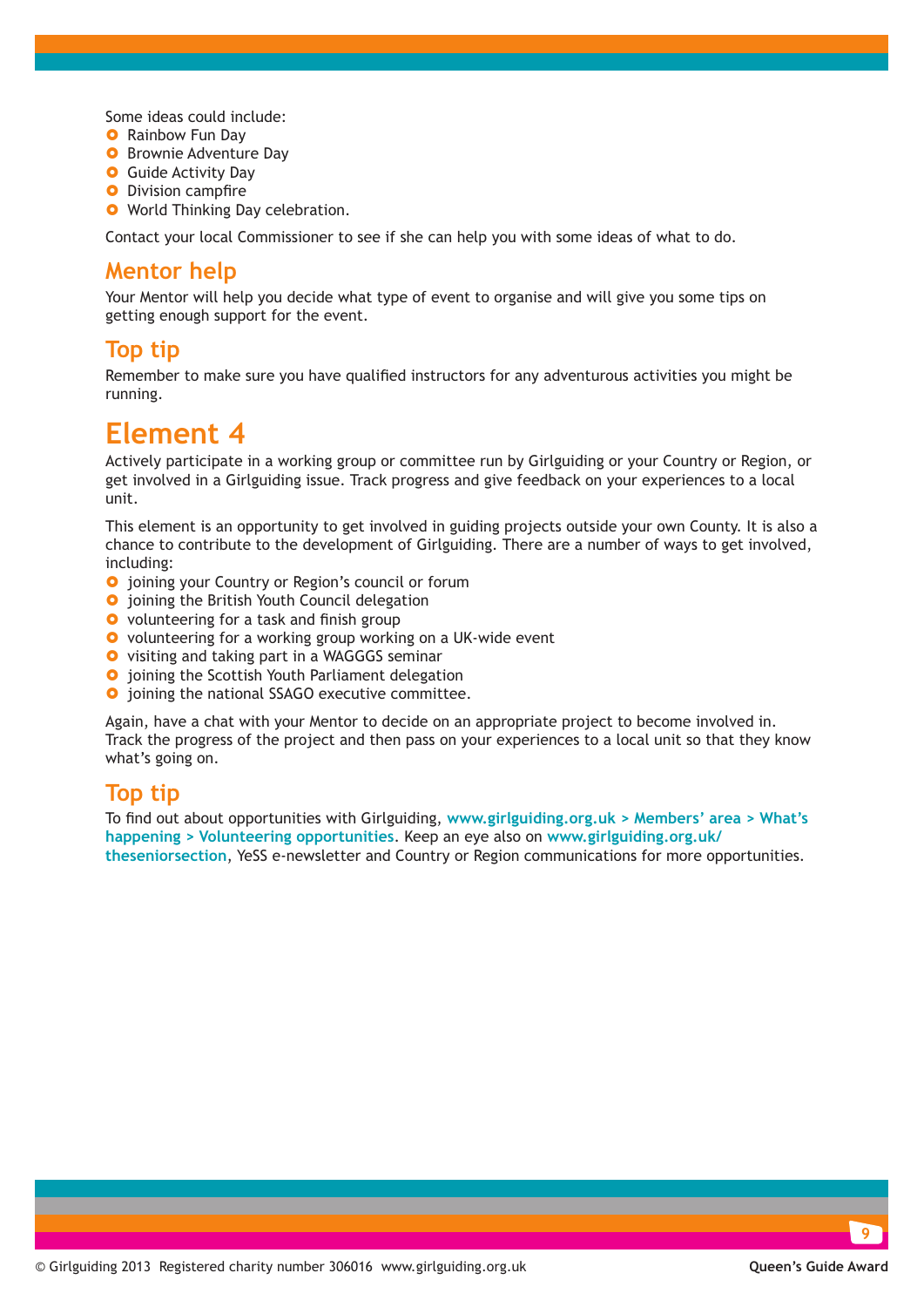Some ideas could include:

- Rainbow Fun Day
- Brownie Adventure Day
- Guide Activity Day
- Division campfire
- World Thinking Day celebration.

Contact your local Commissioner to see if she can help you with some ideas of what to do.

## Mentor help

Your Mentor will help you decide what type of event to organise and will give you some tips on getting enough support for the event.

## Top tip

Remember to make sure you have qualified instructors for any adventurous activities you might be running.

# Element 4

Actively participate in a working group or committee run by Girlguiding or your Country or Region, or get involved in a Girlguiding issue. Track progress and give feedback on your experiences to a local unit.

This element is an opportunity to get involved in guiding projects outside your own County. It is also a chance to contribute to the development of Girlguiding. There are a number of ways to get involved, including:

- joining your Country or Region's council or forum
- joining the British Youth Council delegation
- volunteering for a task and finish group
- volunteering for a working group working on a UK-wide event
- visiting and taking part in a WAGGGS seminar
- joining the Scottish Youth Parliament delegation
- joining the national SSAGO executive committee.

Again, have a chat with your Mentor to decide on an appropriate project to become involved in. Track the progress of the project and then pass on your experiences to a local unit so that they know what's going on.

## Top tip

To find out about opportunities with Girlguiding, **www.girlguiding.org.uk > Members' area > What's happening > Volunteering opportunities**. Keep an eye also on **www.girlguiding.org.uk/theseniorsection**, YeSS e-newsletter and Country or Region communications for more opportunities.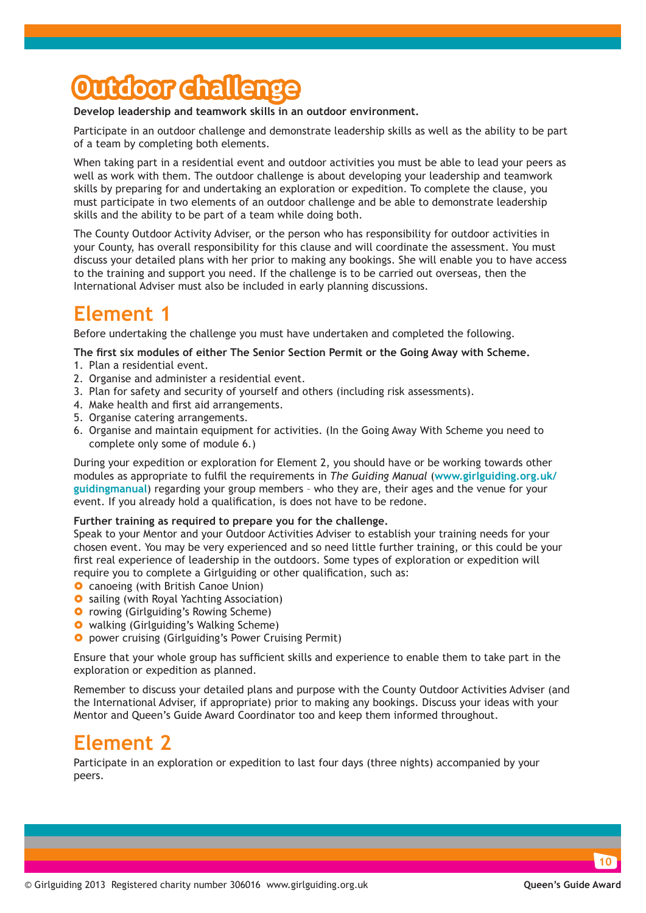# Outdoor challenge

**Develop leadership and teamwork skills in an outdoor environment.**

Participate in an outdoor challenge and demonstrate leadership skills as well as the ability to be part of a team by completing both elements.

When taking part in a residential event and outdoor activities you must be able to lead your peers as well as work with them. The outdoor challenge is about developing your leadership and teamwork skills by preparing for and undertaking an exploration or expedition. To complete the clause, you must participate in two elements of an outdoor challenge and be able to demonstrate leadership skills and the ability to be part of a team while doing both.

The County Outdoor Activity Adviser, or the person who has responsibility for outdoor activities in your County, has overall responsibility for this clause and will coordinate the assessment. You must discuss your detailed plans with her prior to making any bookings. She will enable you to have access to the training and support you need. If the challenge is to be carried out overseas, then the International Adviser must also be included in early planning discussions.

## Element 1

Before undertaking the challenge you must have undertaken and completed the following.

**The first six modules of either The Senior Section Permit or the Going Away with Scheme.**

1. Plan a residential event.
2. Organise and administer a residential event.
3. Plan for safety and security of yourself and others (including risk assessments).
4. Make health and first aid arrangements.
5. Organise catering arrangements.
6. Organise and maintain equipment for activities. (In the Going Away With Scheme you need to complete only some of module 6.)

During your expedition or exploration for Element 2, you should have or be working towards other modules as appropriate to fulfil the requirements in *The Guiding Manual* (**www.girlguiding.org.uk/guidingmanual**) regarding your group members – who they are, their ages and the venue for your event. If you already hold a qualification, is does not have to be redone.

**Further training as required to prepare you for the challenge.**
Speak to your Mentor and your Outdoor Activities Adviser to establish your training needs for your chosen event. You may be very experienced and so need little further training, or this could be your first real experience of leadership in the outdoors. Some types of exploration or expedition will require you to complete a Girlguiding or other qualification, such as:

- canoeing (with British Canoe Union)
- sailing (with Royal Yachting Association)
- rowing (Girlguiding's Rowing Scheme)
- walking (Girlguiding's Walking Scheme)
- power cruising (Girlguiding's Power Cruising Permit)

Ensure that your whole group has sufficient skills and experience to enable them to take part in the exploration or expedition as planned.

Remember to discuss your detailed plans and purpose with the County Outdoor Activities Adviser (and the International Adviser, if appropriate) prior to making any bookings. Discuss your ideas with your Mentor and Queen's Guide Award Coordinator too and keep them informed throughout.

## Element 2

Participate in an exploration or expedition to last four days (three nights) accompanied by your peers.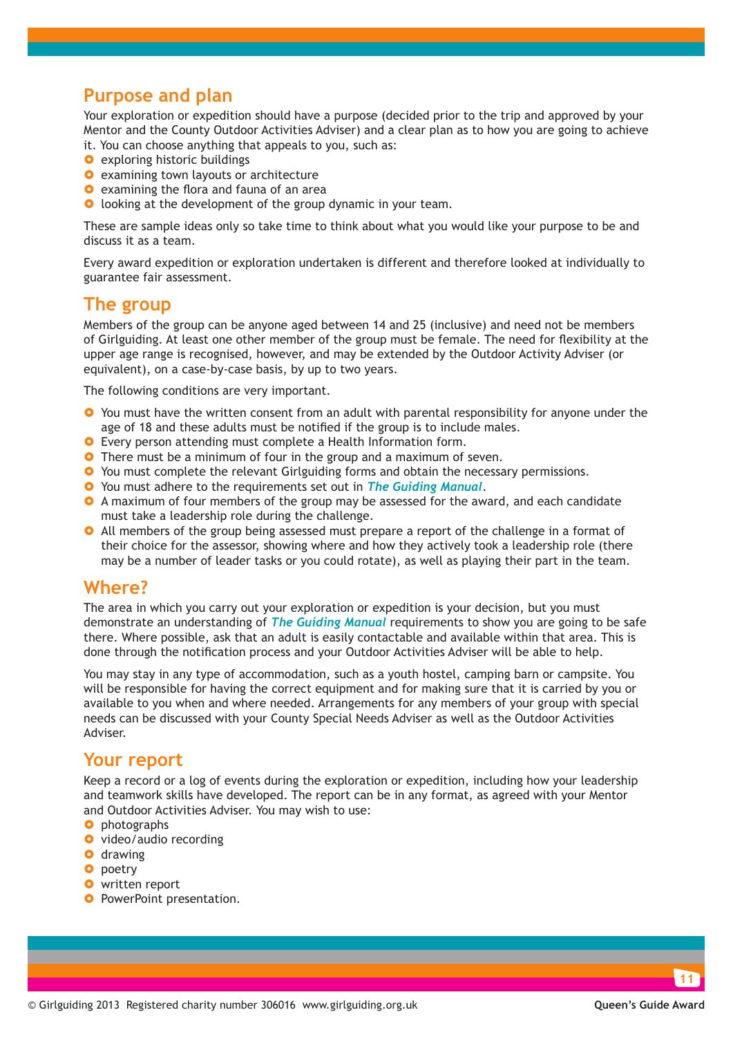## Purpose and plan

Your exploration or expedition should have a purpose (decided prior to the trip and approved by your Mentor and the County Outdoor Activities Adviser) and a clear plan as to how you are going to achieve it. You can choose anything that appeals to you, such as:

- exploring historic buildings
- examining town layouts or architecture
- examining the flora and fauna of an area
- looking at the development of the group dynamic in your team.

These are sample ideas only so take time to think about what you would like your purpose to be and discuss it as a team.

Every award expedition or exploration undertaken is different and therefore looked at individually to guarantee fair assessment.

## The group

Members of the group can be anyone aged between 14 and 25 (inclusive) and need not be members of Girlguiding. At least one other member of the group must be female. The need for flexibility at the upper age range is recognised, however, and may be extended by the Outdoor Activity Adviser (or equivalent), on a case-by-case basis, by up to two years.

The following conditions are very important.

- You must have the written consent from an adult with parental responsibility for anyone under the age of 18 and these adults must be notified if the group is to include males.
- Every person attending must complete a Health Information form.
- There must be a minimum of four in the group and a maximum of seven.
- You must complete the relevant Girlguiding forms and obtain the necessary permissions.
- You must adhere to the requirements set out in ***The Guiding Manual***.
- A maximum of four members of the group may be assessed for the award, and each candidate must take a leadership role during the challenge.
- All members of the group being assessed must prepare a report of the challenge in a format of their choice for the assessor, showing where and how they actively took a leadership role (there may be a number of leader tasks or you could rotate), as well as playing their part in the team.

## Where?

The area in which you carry out your exploration or expedition is your decision, but you must demonstrate an understanding of ***The Guiding Manual*** requirements to show you are going to be safe there. Where possible, ask that an adult is easily contactable and available within that area. This is done through the notification process and your Outdoor Activities Adviser will be able to help.

You may stay in any type of accommodation, such as a youth hostel, camping barn or campsite. You will be responsible for having the correct equipment and for making sure that it is carried by you or available to you when and where needed. Arrangements for any members of your group with special needs can be discussed with your County Special Needs Adviser as well as the Outdoor Activities Adviser.

## Your report

Keep a record or a log of events during the exploration or expedition, including how your leadership and teamwork skills have developed. The report can be in any format, as agreed with your Mentor and Outdoor Activities Adviser. You may wish to use:

- photographs
- video/audio recording
- drawing
- poetry
- written report
- PowerPoint presentation.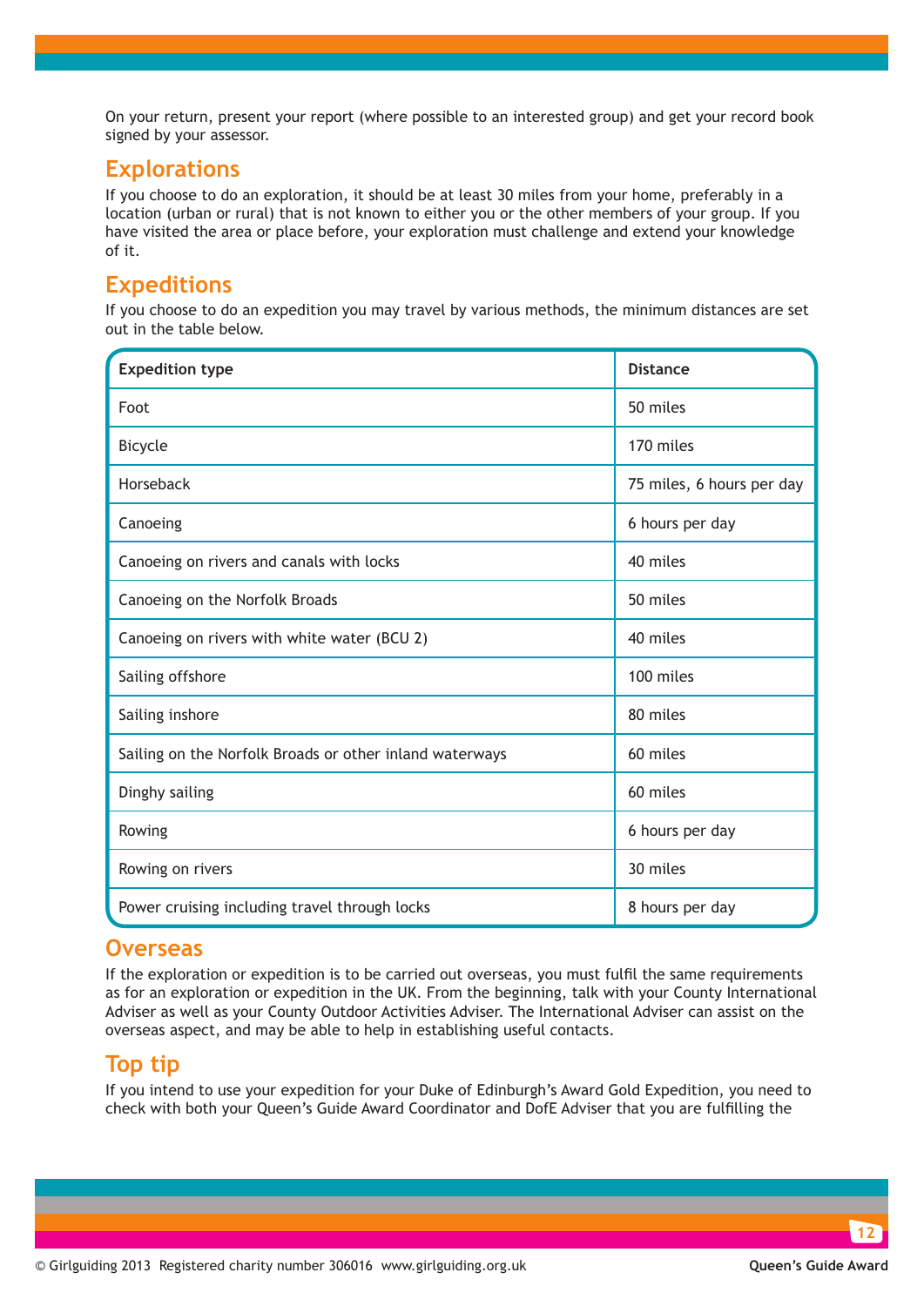On your return, present your report (where possible to an interested group) and get your record book signed by your assessor.

## Explorations

If you choose to do an exploration, it should be at least 30 miles from your home, preferably in a location (urban or rural) that is not known to either you or the other members of your group. If you have visited the area or place before, your exploration must challenge and extend your knowledge of it.

## Expeditions

If you choose to do an expedition you may travel by various methods, the minimum distances are set out in the table below.

| Expedition type | Distance |
|---|---|
| Foot | 50 miles |
| Bicycle | 170 miles |
| Horseback | 75 miles, 6 hours per day |
| Canoeing | 6 hours per day |
| Canoeing on rivers and canals with locks | 40 miles |
| Canoeing on the Norfolk Broads | 50 miles |
| Canoeing on rivers with white water (BCU 2) | 40 miles |
| Sailing offshore | 100 miles |
| Sailing inshore | 80 miles |
| Sailing on the Norfolk Broads or other inland waterways | 60 miles |
| Dinghy sailing | 60 miles |
| Rowing | 6 hours per day |
| Rowing on rivers | 30 miles |
| Power cruising including travel through locks | 8 hours per day |

## Overseas

If the exploration or expedition is to be carried out overseas, you must fulfil the same requirements as for an exploration or expedition in the UK. From the beginning, talk with your County International Adviser as well as your County Outdoor Activities Adviser. The International Adviser can assist on the overseas aspect, and may be able to help in establishing useful contacts.

## Top tip

If you intend to use your expedition for your Duke of Edinburgh's Award Gold Expedition, you need to check with both your Queen's Guide Award Coordinator and DofE Adviser that you are fulfilling the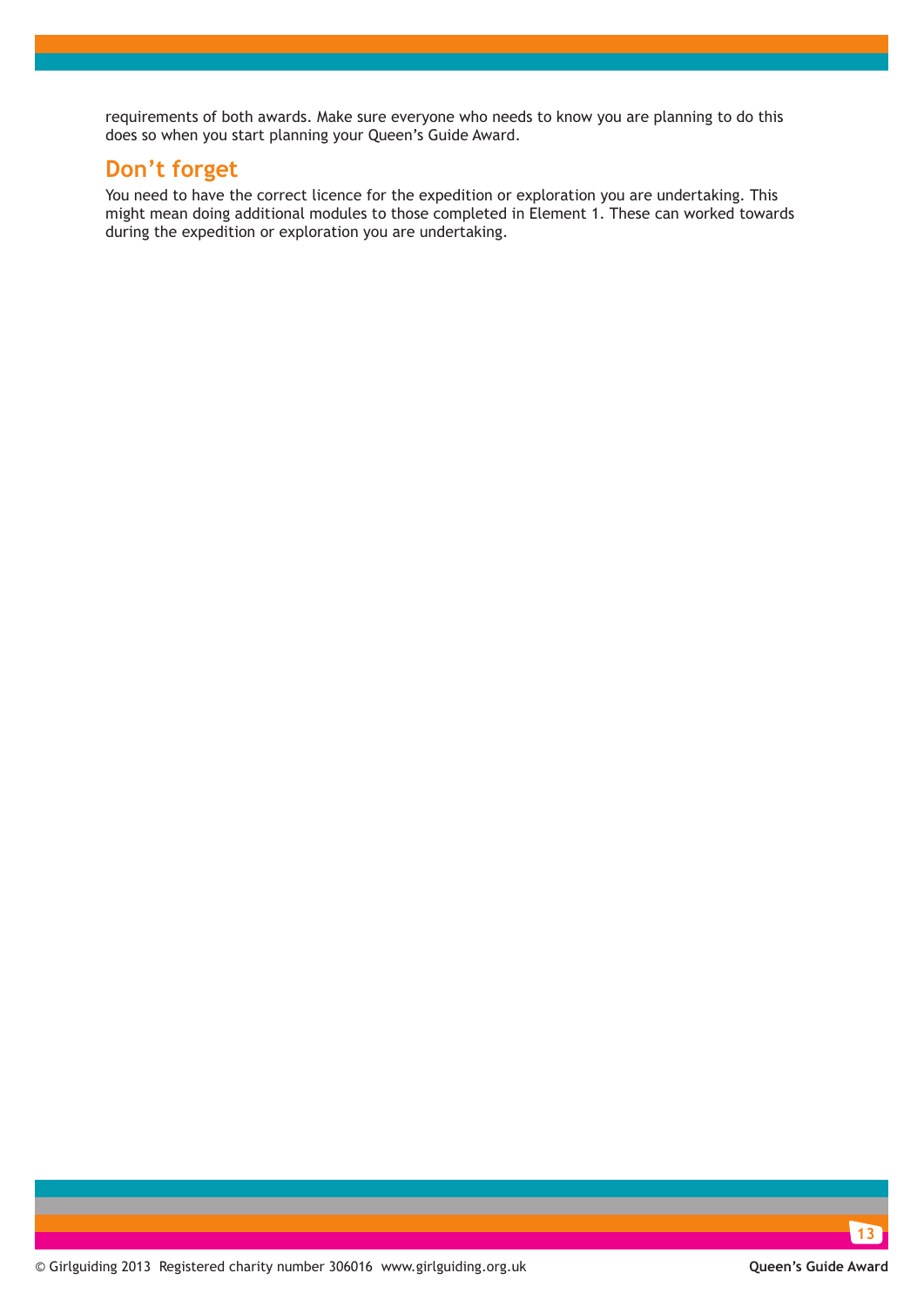requirements of both awards. Make sure everyone who needs to know you are planning to do this does so when you start planning your Queen's Guide Award.

## Don't forget

You need to have the correct licence for the expedition or exploration you are undertaking. This might mean doing additional modules to those completed in Element 1. These can worked towards during the expedition or exploration you are undertaking.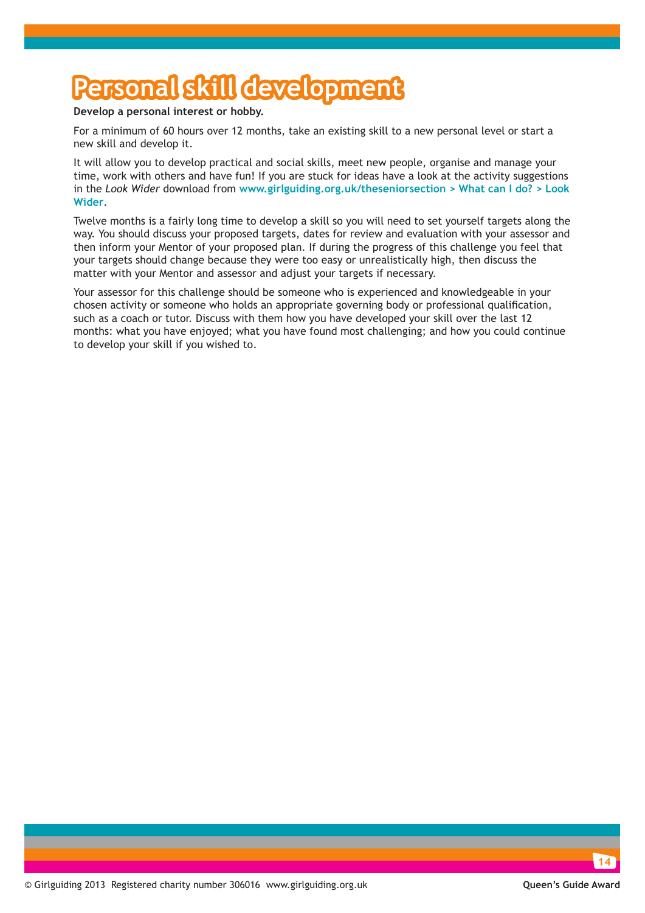# Personal skill development

**Develop a personal interest or hobby.**

For a minimum of 60 hours over 12 months, take an existing skill to a new personal level or start a new skill and develop it.

It will allow you to develop practical and social skills, meet new people, organise and manage your time, work with others and have fun! If you are stuck for ideas have a look at the activity suggestions in the *Look Wider* download from **www.girlguiding.org.uk/theseniorsection > What can I do? > Look Wider**.

Twelve months is a fairly long time to develop a skill so you will need to set yourself targets along the way. You should discuss your proposed targets, dates for review and evaluation with your assessor and then inform your Mentor of your proposed plan. If during the progress of this challenge you feel that your targets should change because they were too easy or unrealistically high, then discuss the matter with your Mentor and assessor and adjust your targets if necessary.

Your assessor for this challenge should be someone who is experienced and knowledgeable in your chosen activity or someone who holds an appropriate governing body or professional qualification, such as a coach or tutor. Discuss with them how you have developed your skill over the last 12 months: what you have enjoyed; what you have found most challenging; and how you could continue to develop your skill if you wished to.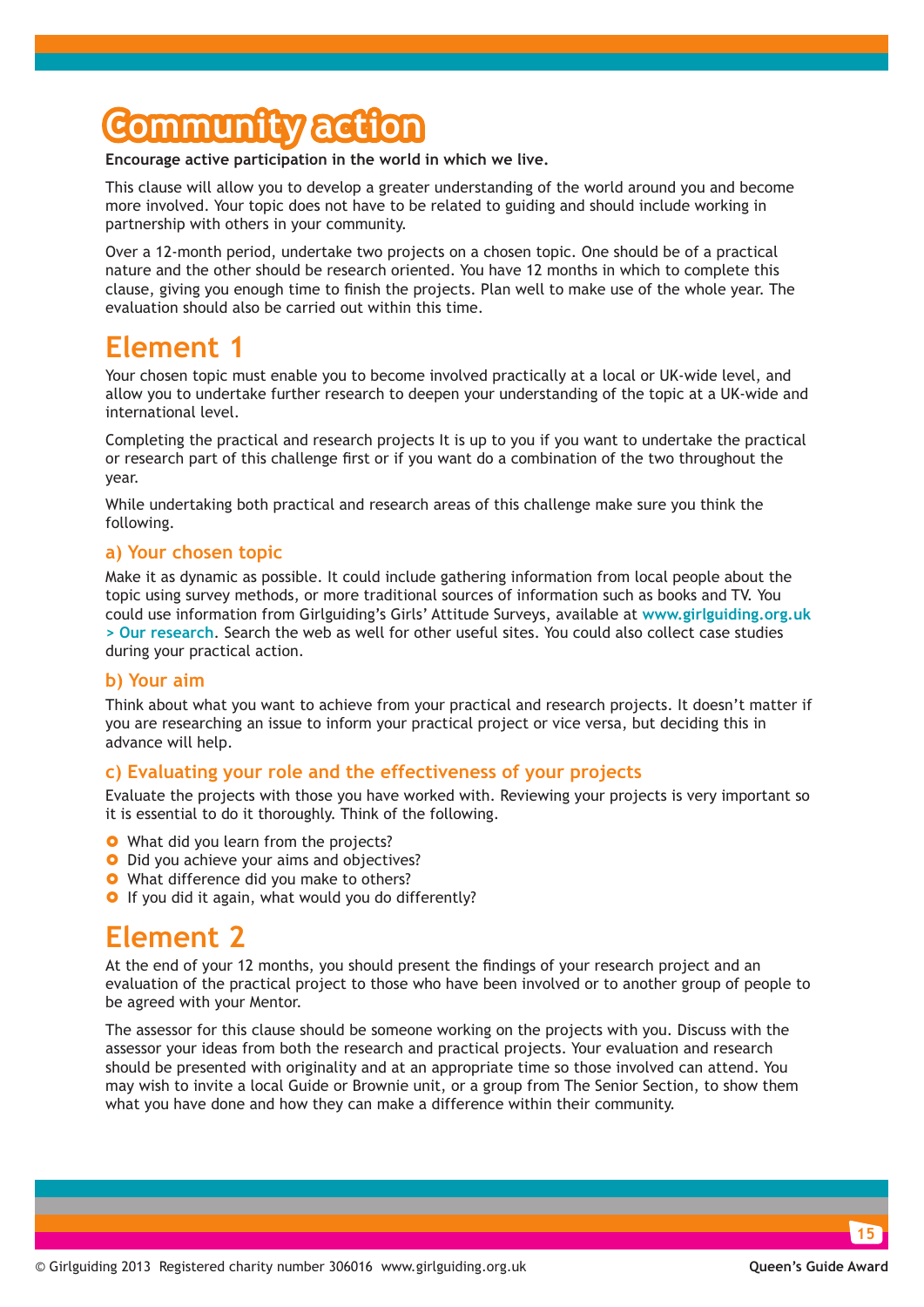# Community action

**Encourage active participation in the world in which we live.**

This clause will allow you to develop a greater understanding of the world around you and become more involved. Your topic does not have to be related to guiding and should include working in partnership with others in your community.

Over a 12-month period, undertake two projects on a chosen topic. One should be of a practical nature and the other should be research oriented. You have 12 months in which to complete this clause, giving you enough time to finish the projects. Plan well to make use of the whole year. The evaluation should also be carried out within this time.

## Element 1

Your chosen topic must enable you to become involved practically at a local or UK-wide level, and allow you to undertake further research to deepen your understanding of the topic at a UK-wide and international level.

Completing the practical and research projects It is up to you if you want to undertake the practical or research part of this challenge first or if you want do a combination of the two throughout the year.

While undertaking both practical and research areas of this challenge make sure you think the following.

### a) Your chosen topic

Make it as dynamic as possible. It could include gathering information from local people about the topic using survey methods, or more traditional sources of information such as books and TV. You could use information from Girlguiding's Girls' Attitude Surveys, available at **www.girlguiding.org.uk > Our research**. Search the web as well for other useful sites. You could also collect case studies during your practical action.

### b) Your aim

Think about what you want to achieve from your practical and research projects. It doesn't matter if you are researching an issue to inform your practical project or vice versa, but deciding this in advance will help.

### c) Evaluating your role and the effectiveness of your projects

Evaluate the projects with those you have worked with. Reviewing your projects is very important so it is essential to do it thoroughly. Think of the following.

- What did you learn from the projects?
- Did you achieve your aims and objectives?
- What difference did you make to others?
- If you did it again, what would you do differently?

## Element 2

At the end of your 12 months, you should present the findings of your research project and an evaluation of the practical project to those who have been involved or to another group of people to be agreed with your Mentor.

The assessor for this clause should be someone working on the projects with you. Discuss with the assessor your ideas from both the research and practical projects. Your evaluation and research should be presented with originality and at an appropriate time so those involved can attend. You may wish to invite a local Guide or Brownie unit, or a group from The Senior Section, to show them what you have done and how they can make a difference within their community.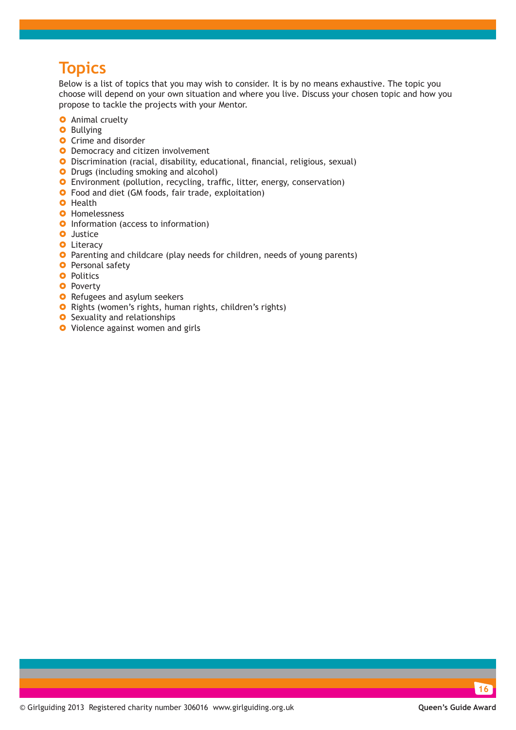# Topics

Below is a list of topics that you may wish to consider. It is by no means exhaustive. The topic you choose will depend on your own situation and where you live. Discuss your chosen topic and how you propose to tackle the projects with your Mentor.

- Animal cruelty
- Bullying
- Crime and disorder
- Democracy and citizen involvement
- Discrimination (racial, disability, educational, financial, religious, sexual)
- Drugs (including smoking and alcohol)
- Environment (pollution, recycling, traffic, litter, energy, conservation)
- Food and diet (GM foods, fair trade, exploitation)
- Health
- Homelessness
- Information (access to information)
- Justice
- Literacy
- Parenting and childcare (play needs for children, needs of young parents)
- Personal safety
- Politics
- Poverty
- Refugees and asylum seekers
- Rights (women's rights, human rights, children's rights)
- Sexuality and relationships
- Violence against women and girls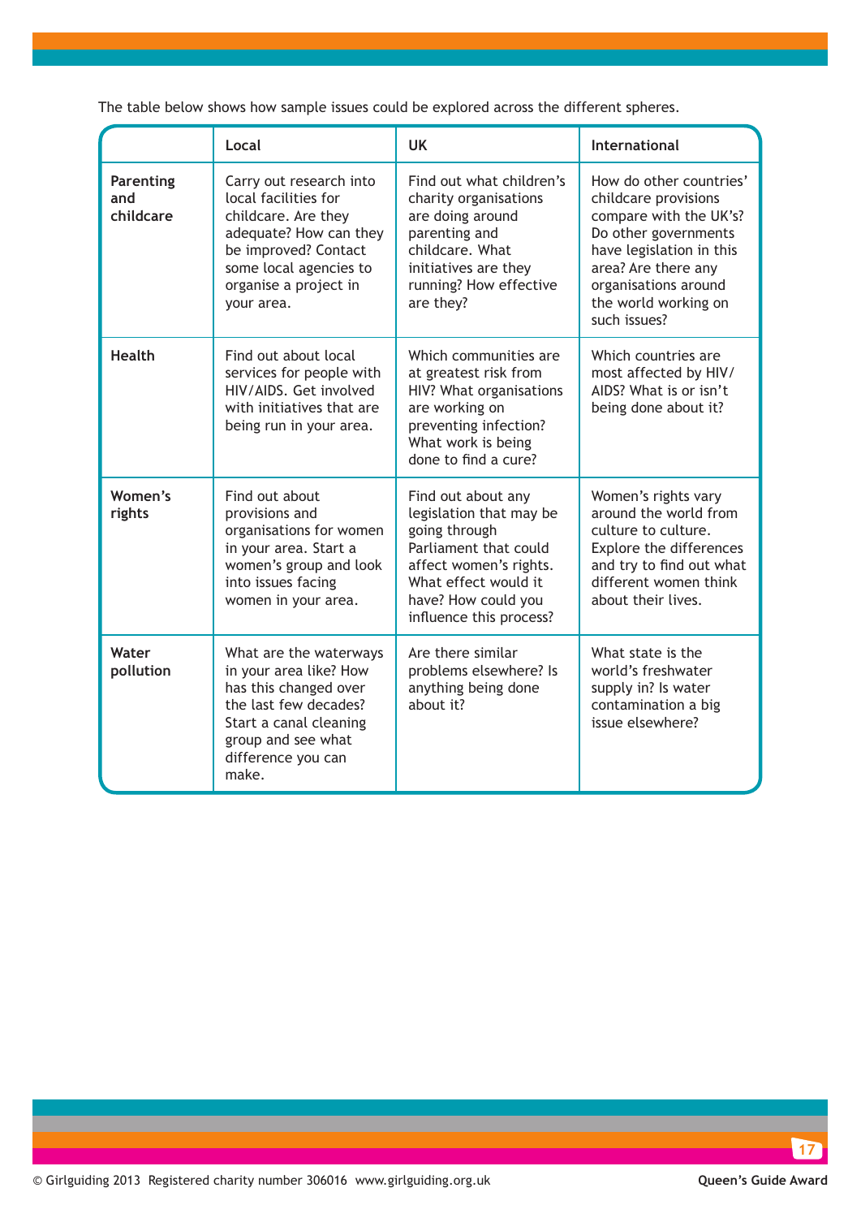The table below shows how sample issues could be explored across the different spheres.

| | Local | UK | International |
|---|---|---|---|
| **Parenting and childcare** | Carry out research into local facilities for childcare. Are they adequate? How can they be improved? Contact some local agencies to organise a project in your area. | Find out what children's charity organisations are doing around parenting and childcare. What initiatives are they running? How effective are they? | How do other countries' childcare provisions compare with the UK's? Do other governments have legislation in this area? Are there any organisations around the world working on such issues? |
| **Health** | Find out about local services for people with HIV/AIDS. Get involved with initiatives that are being run in your area. | Which communities are at greatest risk from HIV? What organisations are working on preventing infection? What work is being done to find a cure? | Which countries are most affected by HIV/ AIDS? What is or isn't being done about it? |
| **Women's rights** | Find out about provisions and organisations for women in your area. Start a women's group and look into issues facing women in your area. | Find out about any legislation that may be going through Parliament that could affect women's rights. What effect would it have? How could you influence this process? | Women's rights vary around the world from culture to culture. Explore the differences and try to find out what different women think about their lives. |
| **Water pollution** | What are the waterways in your area like? How has this changed over the last few decades? Start a canal cleaning group and see what difference you can make. | Are there similar problems elsewhere? Is anything being done about it? | What state is the world's freshwater supply in? Is water contamination a big issue elsewhere? |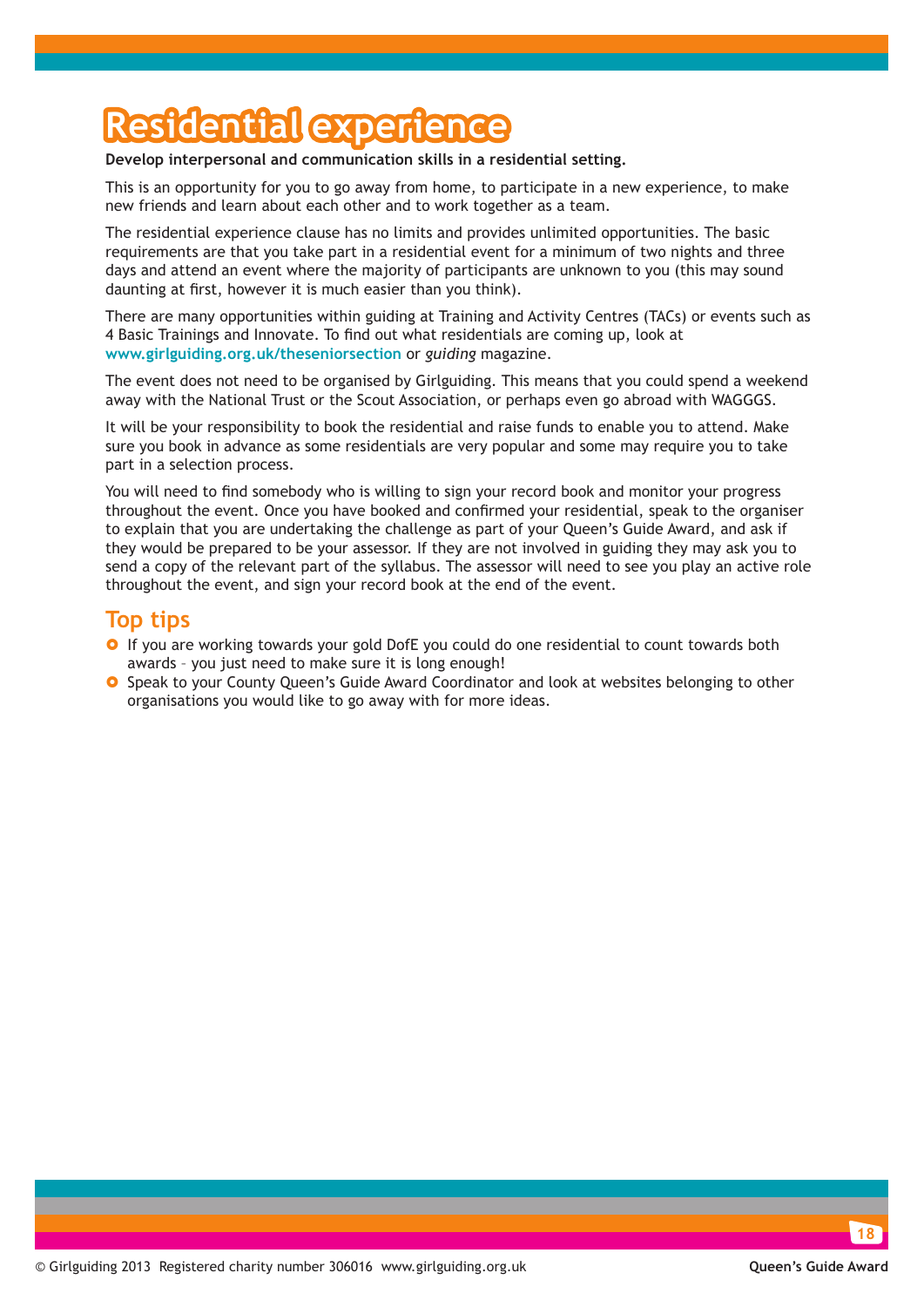# Residential experience

**Develop interpersonal and communication skills in a residential setting.**

This is an opportunity for you to go away from home, to participate in a new experience, to make new friends and learn about each other and to work together as a team.

The residential experience clause has no limits and provides unlimited opportunities. The basic requirements are that you take part in a residential event for a minimum of two nights and three days and attend an event where the majority of participants are unknown to you (this may sound daunting at first, however it is much easier than you think).

There are many opportunities within guiding at Training and Activity Centres (TACs) or events such as 4 Basic Trainings and Innovate. To find out what residentials are coming up, look at **www.girlguiding.org.uk/theseniorsection** or *guiding* magazine.

The event does not need to be organised by Girlguiding. This means that you could spend a weekend away with the National Trust or the Scout Association, or perhaps even go abroad with WAGGGS.

It will be your responsibility to book the residential and raise funds to enable you to attend. Make sure you book in advance as some residentials are very popular and some may require you to take part in a selection process.

You will need to find somebody who is willing to sign your record book and monitor your progress throughout the event. Once you have booked and confirmed your residential, speak to the organiser to explain that you are undertaking the challenge as part of your Queen's Guide Award, and ask if they would be prepared to be your assessor. If they are not involved in guiding they may ask you to send a copy of the relevant part of the syllabus. The assessor will need to see you play an active role throughout the event, and sign your record book at the end of the event.

## Top tips

- If you are working towards your gold DofE you could do one residential to count towards both awards – you just need to make sure it is long enough!
- Speak to your County Queen's Guide Award Coordinator and look at websites belonging to other organisations you would like to go away with for more ideas.